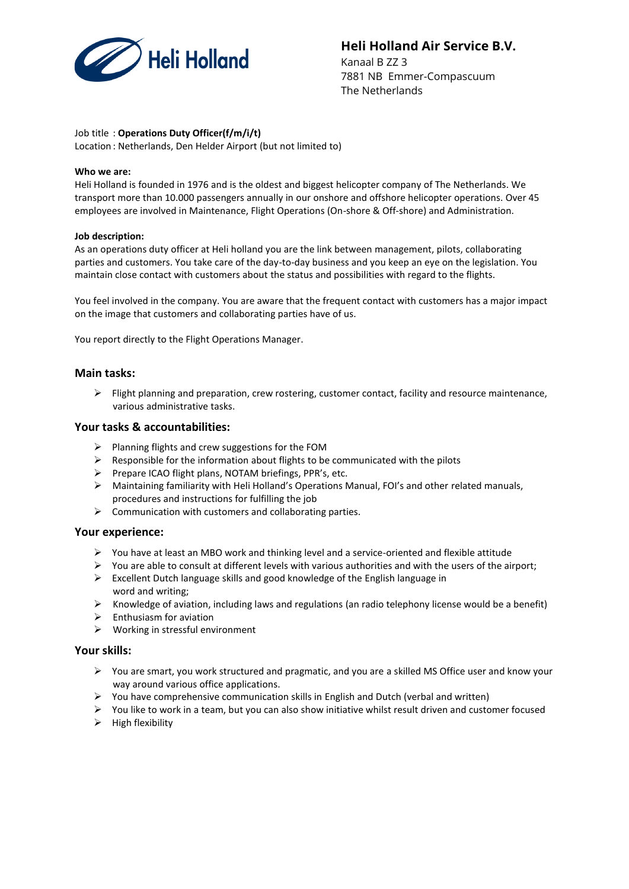**Heli Holland Air Service B.V.**
Kanaal B ZZ 3
7881 NB Emmer-Compascuum
The Netherlands

Job title : **Operations Duty Officer(f/m/i/t)**
Location : Netherlands, Den Helder Airport (but not limited to)

**Who we are:**
Heli Holland is founded in 1976 and is the oldest and biggest helicopter company of The Netherlands. We transport more than 10.000 passengers annually in our onshore and offshore helicopter operations. Over 45 employees are involved in Maintenance, Flight Operations (On-shore & Off-shore) and Administration.

**Job description:**
As an operations duty officer at Heli holland you are the link between management, pilots, collaborating parties and customers. You take care of the day-to-day business and you keep an eye on the legislation. You maintain close contact with customers about the status and possibilities with regard to the flights.

You feel involved in the company. You are aware that the frequent contact with customers has a major impact on the image that customers and collaborating parties have of us.

You report directly to the Flight Operations Manager.

## Main tasks:

- Flight planning and preparation, crew rostering, customer contact, facility and resource maintenance, various administrative tasks.

## Your tasks & accountabilities:

- Planning flights and crew suggestions for the FOM
- Responsible for the information about flights to be communicated with the pilots
- Prepare ICAO flight plans, NOTAM briefings, PPR's, etc.
- Maintaining familiarity with Heli Holland's Operations Manual, FOI's and other related manuals, procedures and instructions for fulfilling the job
- Communication with customers and collaborating parties.

## Your experience:

- You have at least an MBO work and thinking level and a service-oriented and flexible attitude
- You are able to consult at different levels with various authorities and with the users of the airport;
- Excellent Dutch language skills and good knowledge of the English language in word and writing;
- Knowledge of aviation, including laws and regulations (an radio telephony license would be a benefit)
- Enthusiasm for aviation
- Working in stressful environment

## Your skills:

- You are smart, you work structured and pragmatic, and you are a skilled MS Office user and know your way around various office applications.
- You have comprehensive communication skills in English and Dutch (verbal and written)
- You like to work in a team, but you can also show initiative whilst result driven and customer focused
- High flexibility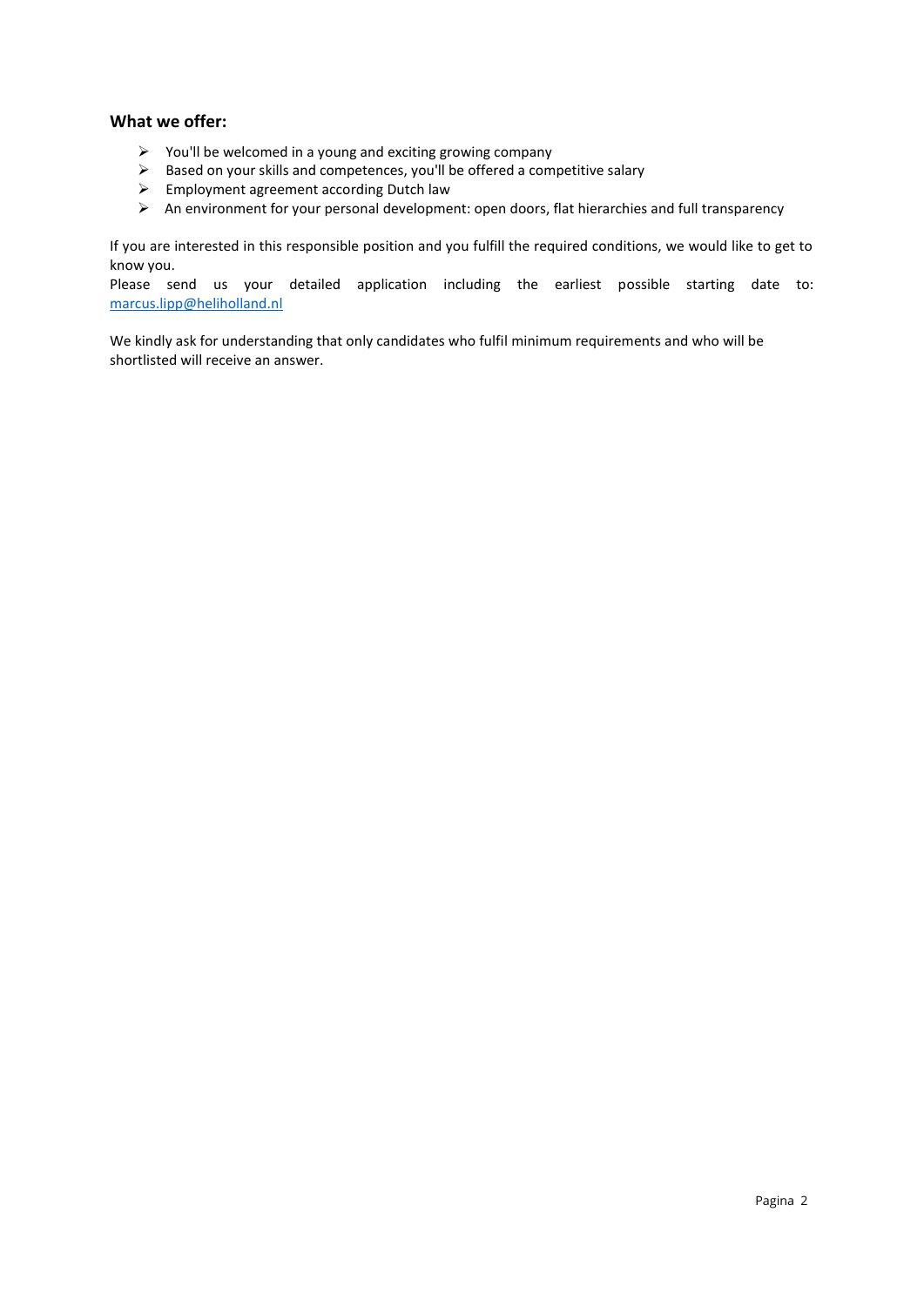### What we offer:

- You'll be welcomed in a young and exciting growing company
- Based on your skills and competences, you'll be offered a competitive salary
- Employment agreement according Dutch law
- An environment for your personal development: open doors, flat hierarchies and full transparency

If you are interested in this responsible position and you fulfill the required conditions, we would like to get to know you.
Please send us your detailed application including the earliest possible starting date to: marcus.lipp@heliholland.nl

We kindly ask for understanding that only candidates who fulfil minimum requirements and who will be shortlisted will receive an answer.